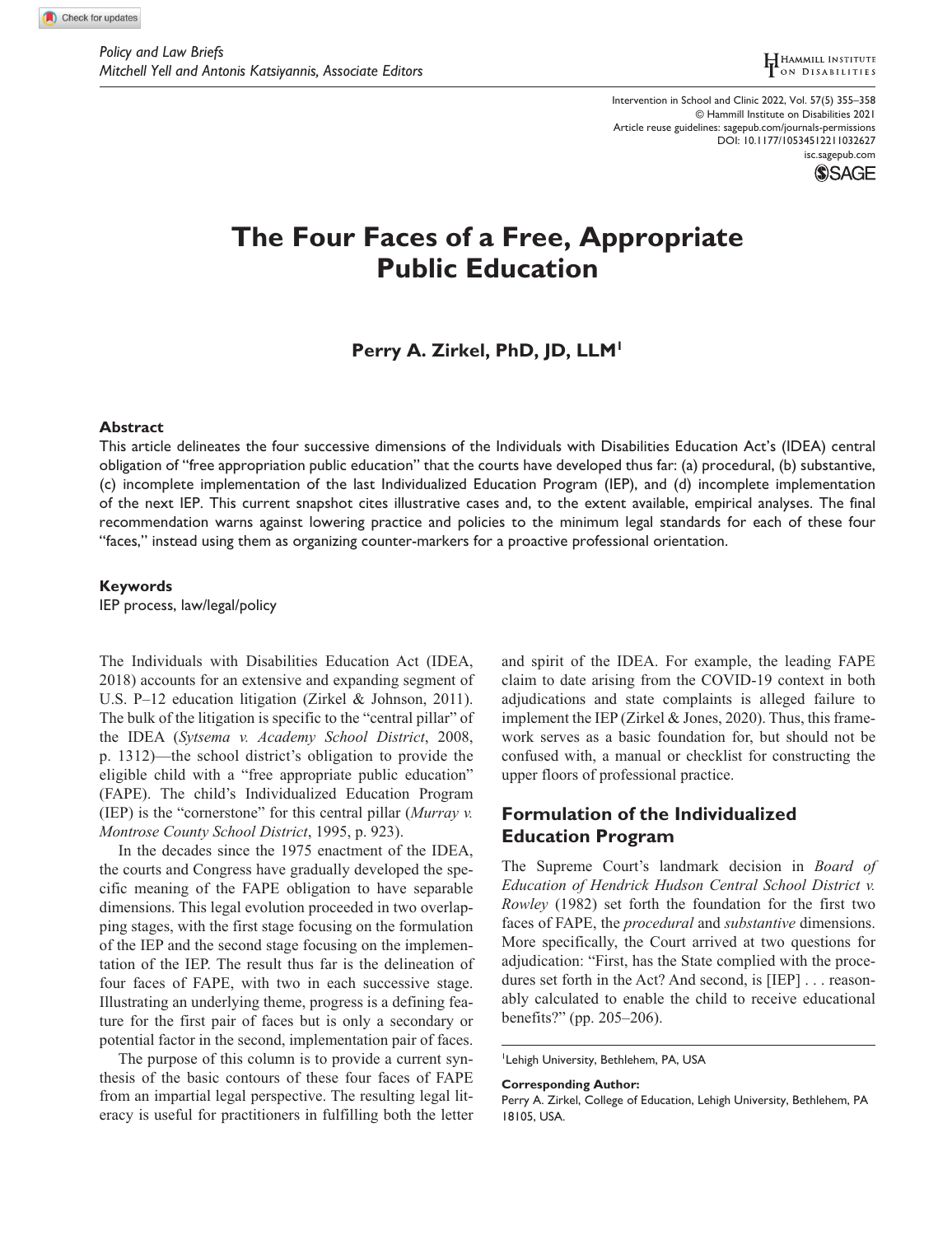Policy and Law Briefs
Mitchell Yell and Antonis Katsiyannis, Associate Editors

# The Four Faces of a Free, Appropriate Public Education

**Perry A. Zirkel, PhD, JD, LLM**[1]

## Abstract

This article delineates the four successive dimensions of the Individuals with Disabilities Education Act's (IDEA) central obligation of "free appropriation public education" that the courts have developed thus far: (a) procedural, (b) substantive, (c) incomplete implementation of the last Individualized Education Program (IEP), and (d) incomplete implementation of the next IEP. This current snapshot cites illustrative cases and, to the extent available, empirical analyses. The final recommendation warns against lowering practice and policies to the minimum legal standards for each of these four "faces," instead using them as organizing counter-markers for a proactive professional orientation.

## Keywords

IEP process, law/legal/policy

The Individuals with Disabilities Education Act (IDEA, 2018) accounts for an extensive and expanding segment of U.S. P–12 education litigation (Zirkel & Johnson, 2011). The bulk of the litigation is specific to the "central pillar" of the IDEA (*Sytsema v. Academy School District*, 2008, p. 1312)—the school district's obligation to provide the eligible child with a "free appropriate public education" (FAPE). The child's Individualized Education Program (IEP) is the "cornerstone" for this central pillar (*Murray v. Montrose County School District*, 1995, p. 923).

In the decades since the 1975 enactment of the IDEA, the courts and Congress have gradually developed the specific meaning of the FAPE obligation to have separable dimensions. This legal evolution proceeded in two overlapping stages, with the first stage focusing on the formulation of the IEP and the second stage focusing on the implementation of the IEP. The result thus far is the delineation of four faces of FAPE, with two in each successive stage. Illustrating an underlying theme, progress is a defining feature for the first pair of faces but is only a secondary or potential factor in the second, implementation pair of faces.

The purpose of this column is to provide a current synthesis of the basic contours of these four faces of FAPE from an impartial legal perspective. The resulting legal literacy is useful for practitioners in fulfilling both the letter and spirit of the IDEA. For example, the leading FAPE claim to date arising from the COVID-19 context in both adjudications and state complaints is alleged failure to implement the IEP (Zirkel & Jones, 2020). Thus, this framework serves as a basic foundation for, but should not be confused with, a manual or checklist for constructing the upper floors of professional practice.

## Formulation of the Individualized Education Program

The Supreme Court's landmark decision in *Board of Education of Hendrick Hudson Central School District v. Rowley* (1982) set forth the foundation for the first two faces of FAPE, the *procedural* and *substantive* dimensions. More specifically, the Court arrived at two questions for adjudication: "First, has the State complied with the procedures set forth in the Act? And second, is [IEP] . . . reasonably calculated to enable the child to receive educational benefits?" (pp. 205–206).

[1]Lehigh University, Bethlehem, PA, USA

**Corresponding Author:**
Perry A. Zirkel, College of Education, Lehigh University, Bethlehem, PA 18105, USA.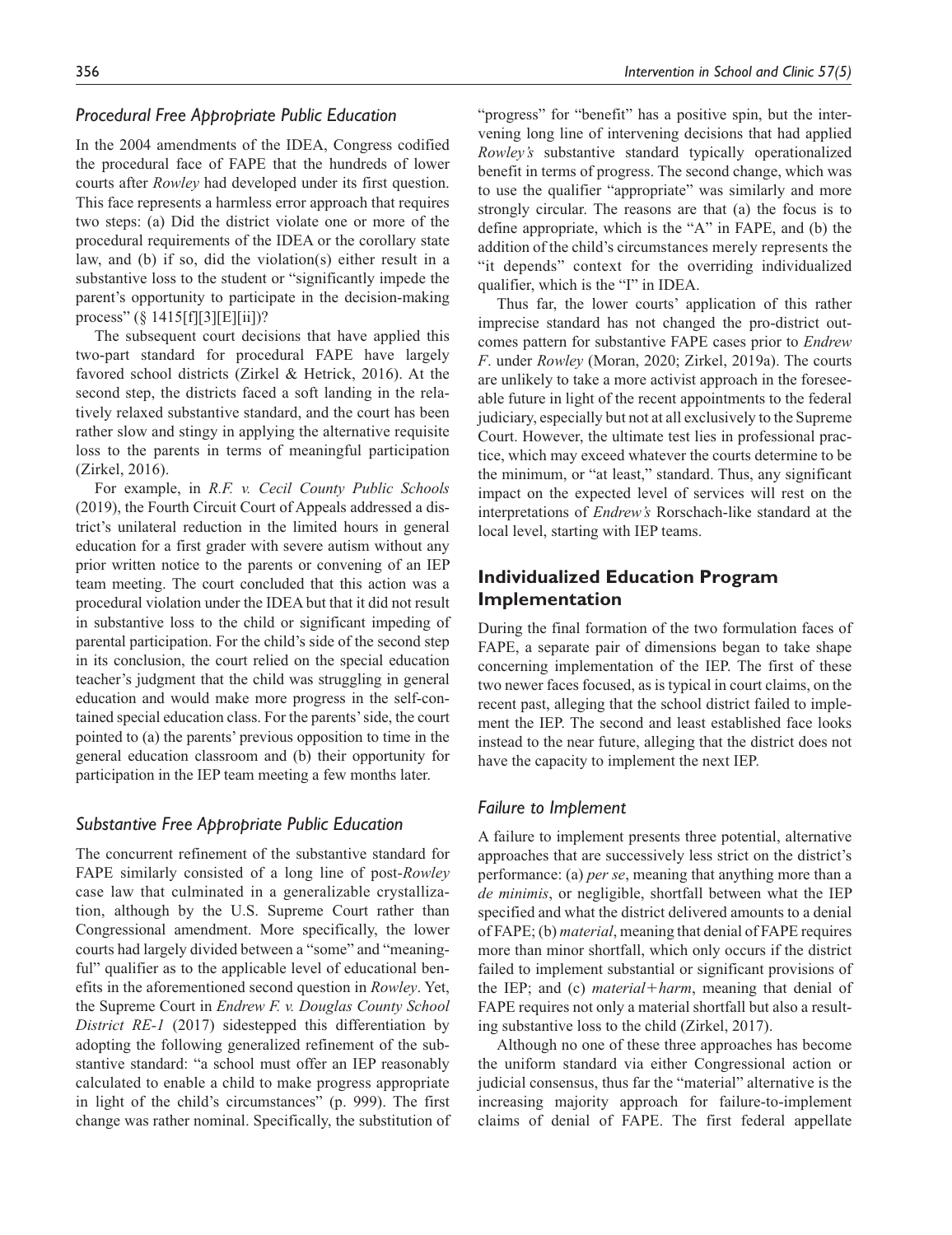### *Procedural Free Appropriate Public Education*

In the 2004 amendments of the IDEA, Congress codified the procedural face of FAPE that the hundreds of lower courts after *Rowley* had developed under its first question. This face represents a harmless error approach that requires two steps: (a) Did the district violate one or more of the procedural requirements of the IDEA or the corollary state law, and (b) if so, did the violation(s) either result in a substantive loss to the student or "significantly impede the parent's opportunity to participate in the decision-making process" (§ 1415[f][3][E][ii])?

The subsequent court decisions that have applied this two-part standard for procedural FAPE have largely favored school districts (Zirkel & Hetrick, 2016). At the second step, the districts faced a soft landing in the relatively relaxed substantive standard, and the court has been rather slow and stingy in applying the alternative requisite loss to the parents in terms of meaningful participation (Zirkel, 2016).

For example, in *R.F. v. Cecil County Public Schools* (2019), the Fourth Circuit Court of Appeals addressed a district's unilateral reduction in the limited hours in general education for a first grader with severe autism without any prior written notice to the parents or convening of an IEP team meeting. The court concluded that this action was a procedural violation under the IDEA but that it did not result in substantive loss to the child or significant impeding of parental participation. For the child's side of the second step in its conclusion, the court relied on the special education teacher's judgment that the child was struggling in general education and would make more progress in the self-contained special education class. For the parents' side, the court pointed to (a) the parents' previous opposition to time in the general education classroom and (b) their opportunity for participation in the IEP team meeting a few months later.

### *Substantive Free Appropriate Public Education*

The concurrent refinement of the substantive standard for FAPE similarly consisted of a long line of post-*Rowley* case law that culminated in a generalizable crystallization, although by the U.S. Supreme Court rather than Congressional amendment. More specifically, the lower courts had largely divided between a "some" and "meaningful" qualifier as to the applicable level of educational benefits in the aforementioned second question in *Rowley*. Yet, the Supreme Court in *Endrew F. v. Douglas County School District RE-1* (2017) sidestepped this differentiation by adopting the following generalized refinement of the substantive standard: "a school must offer an IEP reasonably calculated to enable a child to make progress appropriate in light of the child's circumstances" (p. 999). The first change was rather nominal. Specifically, the substitution of "progress" for "benefit" has a positive spin, but the intervening long line of intervening decisions that had applied *Rowley's* substantive standard typically operationalized benefit in terms of progress. The second change, which was to use the qualifier "appropriate" was similarly and more strongly circular. The reasons are that (a) the focus is to define appropriate, which is the "A" in FAPE, and (b) the addition of the child's circumstances merely represents the "it depends" context for the overriding individualized qualifier, which is the "I" in IDEA.

Thus far, the lower courts' application of this rather imprecise standard has not changed the pro-district outcomes pattern for substantive FAPE cases prior to *Endrew F*. under *Rowley* (Moran, 2020; Zirkel, 2019a). The courts are unlikely to take a more activist approach in the foreseeable future in light of the recent appointments to the federal judiciary, especially but not at all exclusively to the Supreme Court. However, the ultimate test lies in professional practice, which may exceed whatever the courts determine to be the minimum, or "at least," standard. Thus, any significant impact on the expected level of services will rest on the interpretations of *Endrew's* Rorschach-like standard at the local level, starting with IEP teams.

## Individualized Education Program Implementation

During the final formation of the two formulation faces of FAPE, a separate pair of dimensions began to take shape concerning implementation of the IEP. The first of these two newer faces focused, as is typical in court claims, on the recent past, alleging that the school district failed to implement the IEP. The second and least established face looks instead to the near future, alleging that the district does not have the capacity to implement the next IEP.

### *Failure to Implement*

A failure to implement presents three potential, alternative approaches that are successively less strict on the district's performance: (a) *per se*, meaning that anything more than a *de minimis*, or negligible, shortfall between what the IEP specified and what the district delivered amounts to a denial of FAPE; (b) *material*, meaning that denial of FAPE requires more than minor shortfall, which only occurs if the district failed to implement substantial or significant provisions of the IEP; and (c) *material+harm*, meaning that denial of FAPE requires not only a material shortfall but also a resulting substantive loss to the child (Zirkel, 2017).

Although no one of these three approaches has become the uniform standard via either Congressional action or judicial consensus, thus far the "material" alternative is the increasing majority approach for failure-to-implement claims of denial of FAPE. The first federal appellate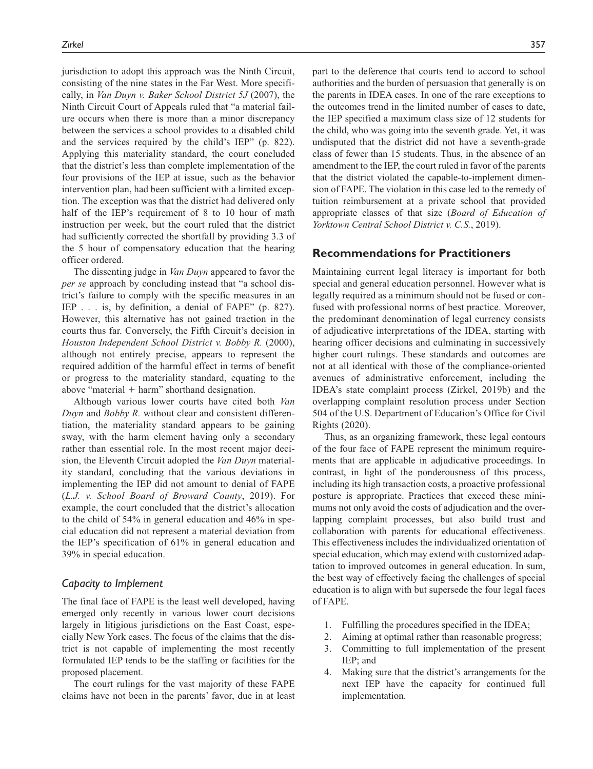jurisdiction to adopt this approach was the Ninth Circuit, consisting of the nine states in the Far West. More specifically, in *Van Duyn v. Baker School District 5J* (2007), the Ninth Circuit Court of Appeals ruled that "a material failure occurs when there is more than a minor discrepancy between the services a school provides to a disabled child and the services required by the child's IEP" (p. 822). Applying this materiality standard, the court concluded that the district's less than complete implementation of the four provisions of the IEP at issue, such as the behavior intervention plan, had been sufficient with a limited exception. The exception was that the district had delivered only half of the IEP's requirement of 8 to 10 hour of math instruction per week, but the court ruled that the district had sufficiently corrected the shortfall by providing 3.3 of the 5 hour of compensatory education that the hearing officer ordered.

The dissenting judge in *Van Duyn* appeared to favor the *per se* approach by concluding instead that "a school district's failure to comply with the specific measures in an IEP . . . is, by definition, a denial of FAPE" (p. 827). However, this alternative has not gained traction in the courts thus far. Conversely, the Fifth Circuit's decision in *Houston Independent School District v. Bobby R.* (2000), although not entirely precise, appears to represent the required addition of the harmful effect in terms of benefit or progress to the materiality standard, equating to the above "material + harm" shorthand designation.

Although various lower courts have cited both *Van Duyn* and *Bobby R.* without clear and consistent differentiation, the materiality standard appears to be gaining sway, with the harm element having only a secondary rather than essential role. In the most recent major decision, the Eleventh Circuit adopted the *Van Duyn* materiality standard, concluding that the various deviations in implementing the IEP did not amount to denial of FAPE (*L.J. v. School Board of Broward County*, 2019). For example, the court concluded that the district's allocation to the child of 54% in general education and 46% in special education did not represent a material deviation from the IEP's specification of 61% in general education and 39% in special education.

### *Capacity to Implement*

The final face of FAPE is the least well developed, having emerged only recently in various lower court decisions largely in litigious jurisdictions on the East Coast, especially New York cases. The focus of the claims that the district is not capable of implementing the most recently formulated IEP tends to be the staffing or facilities for the proposed placement.

The court rulings for the vast majority of these FAPE claims have not been in the parents' favor, due in at least part to the deference that courts tend to accord to school authorities and the burden of persuasion that generally is on the parents in IDEA cases. In one of the rare exceptions to the outcomes trend in the limited number of cases to date, the IEP specified a maximum class size of 12 students for the child, who was going into the seventh grade. Yet, it was undisputed that the district did not have a seventh-grade class of fewer than 15 students. Thus, in the absence of an amendment to the IEP, the court ruled in favor of the parents that the district violated the capable-to-implement dimension of FAPE. The violation in this case led to the remedy of tuition reimbursement at a private school that provided appropriate classes of that size (*Board of Education of Yorktown Central School District v. C.S.*, 2019).

## Recommendations for Practitioners

Maintaining current legal literacy is important for both special and general education personnel. However what is legally required as a minimum should not be fused or confused with professional norms of best practice. Moreover, the predominant denomination of legal currency consists of adjudicative interpretations of the IDEA, starting with hearing officer decisions and culminating in successively higher court rulings. These standards and outcomes are not at all identical with those of the compliance-oriented avenues of administrative enforcement, including the IDEA's state complaint process (Zirkel, 2019b) and the overlapping complaint resolution process under Section 504 of the U.S. Department of Education's Office for Civil Rights (2020).

Thus, as an organizing framework, these legal contours of the four face of FAPE represent the minimum requirements that are applicable in adjudicative proceedings. In contrast, in light of the ponderousness of this process, including its high transaction costs, a proactive professional posture is appropriate. Practices that exceed these minimums not only avoid the costs of adjudication and the overlapping complaint processes, but also build trust and collaboration with parents for educational effectiveness. This effectiveness includes the individualized orientation of special education, which may extend with customized adaptation to improved outcomes in general education. In sum, the best way of effectively facing the challenges of special education is to align with but supersede the four legal faces of FAPE.

1. Fulfilling the procedures specified in the IDEA;
2. Aiming at optimal rather than reasonable progress;
3. Committing to full implementation of the present IEP; and
4. Making sure that the district's arrangements for the next IEP have the capacity for continued full implementation.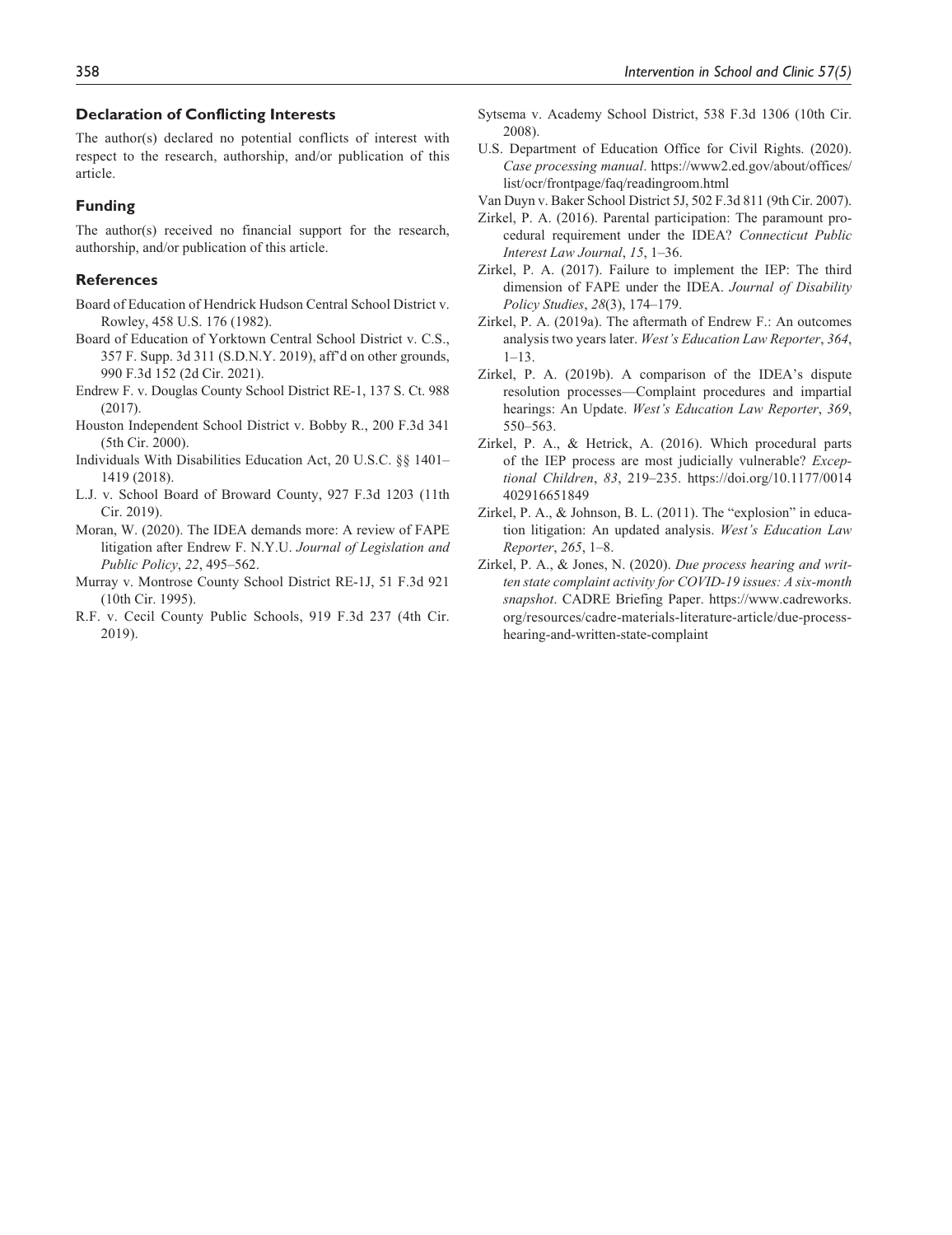## Declaration of Conflicting Interests

The author(s) declared no potential conflicts of interest with respect to the research, authorship, and/or publication of this article.

## Funding

The author(s) received no financial support for the research, authorship, and/or publication of this article.

## References

Board of Education of Hendrick Hudson Central School District v. Rowley, 458 U.S. 176 (1982).

Board of Education of Yorktown Central School District v. C.S., 357 F. Supp. 3d 311 (S.D.N.Y. 2019), aff'd on other grounds, 990 F.3d 152 (2d Cir. 2021).

Endrew F. v. Douglas County School District RE-1, 137 S. Ct. 988 (2017).

Houston Independent School District v. Bobby R., 200 F.3d 341 (5th Cir. 2000).

Individuals With Disabilities Education Act, 20 U.S.C. §§ 1401–1419 (2018).

L.J. v. School Board of Broward County, 927 F.3d 1203 (11th Cir. 2019).

Moran, W. (2020). The IDEA demands more: A review of FAPE litigation after Endrew F. *N.Y.U. Journal of Legislation and Public Policy*, *22*, 495–562.

Murray v. Montrose County School District RE-1J, 51 F.3d 921 (10th Cir. 1995).

R.F. v. Cecil County Public Schools, 919 F.3d 237 (4th Cir. 2019).

Sytsema v. Academy School District, 538 F.3d 1306 (10th Cir. 2008).

U.S. Department of Education Office for Civil Rights. (2020). *Case processing manual*. https://www2.ed.gov/about/offices/list/ocr/frontpage/faq/readingroom.html

Van Duyn v. Baker School District 5J, 502 F.3d 811 (9th Cir. 2007).

Zirkel, P. A. (2016). Parental participation: The paramount procedural requirement under the IDEA? *Connecticut Public Interest Law Journal*, *15*, 1–36.

Zirkel, P. A. (2017). Failure to implement the IEP: The third dimension of FAPE under the IDEA. *Journal of Disability Policy Studies*, *28*(3), 174–179.

Zirkel, P. A. (2019a). The aftermath of Endrew F.: An outcomes analysis two years later. *West's Education Law Reporter*, *364*, 1–13.

Zirkel, P. A. (2019b). A comparison of the IDEA's dispute resolution processes—Complaint procedures and impartial hearings: An Update. *West's Education Law Reporter*, *369*, 550–563.

Zirkel, P. A., & Hetrick, A. (2016). Which procedural parts of the IEP process are most judicially vulnerable? *Exceptional Children*, *83*, 219–235. https://doi.org/10.1177/0014402916651849

Zirkel, P. A., & Johnson, B. L. (2011). The "explosion" in education litigation: An updated analysis. *West's Education Law Reporter*, *265*, 1–8.

Zirkel, P. A., & Jones, N. (2020). *Due process hearing and written state complaint activity for COVID-19 issues: A six-month snapshot*. CADRE Briefing Paper. https://www.cadreworks.org/resources/cadre-materials-literature-article/due-process-hearing-and-written-state-complaint